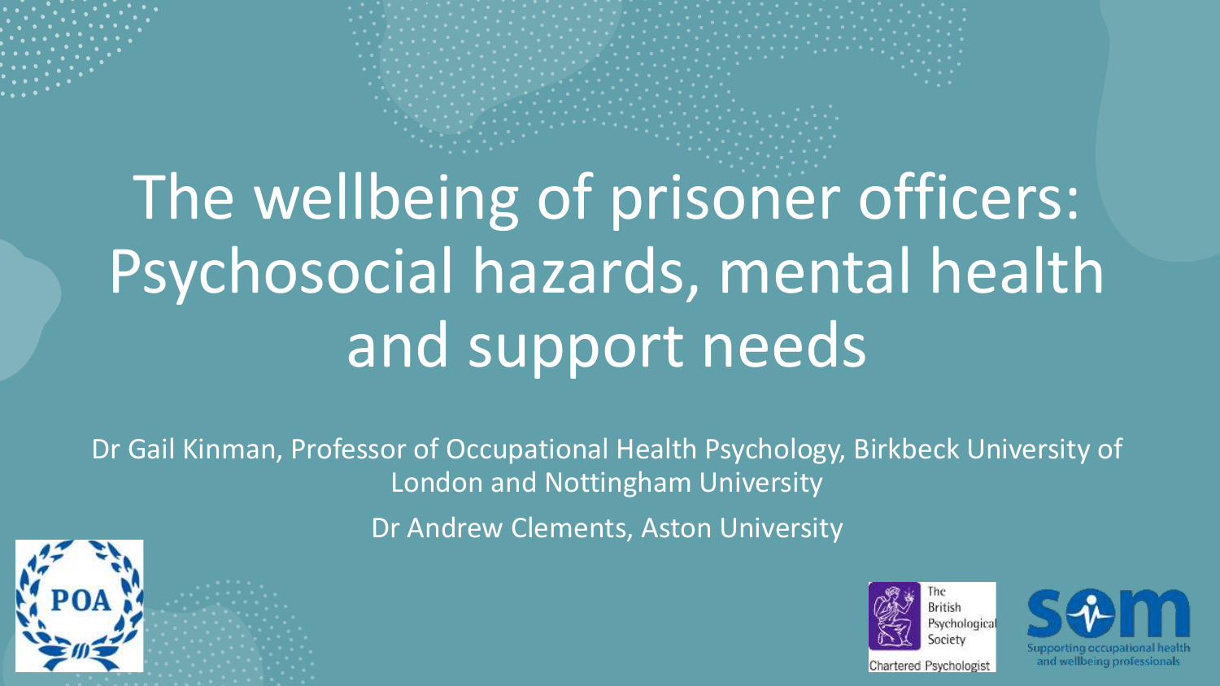# The wellbeing of prisoner officers: Psychosocial hazards, mental health and support needs

Dr Gail Kinman, Professor of Occupational Health Psychology, Birkbeck University of London and Nottingham University

Dr Andrew Clements, Aston University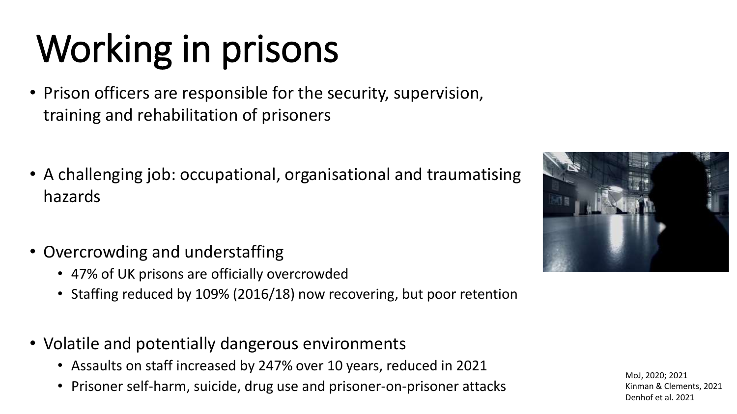# Working in prisons

- Prison officers are responsible for the security, supervision, training and rehabilitation of prisoners
- A challenging job: occupational, organisational and traumatising hazards
- Overcrowding and understaffing
  - 47% of UK prisons are officially overcrowded
  - Staffing reduced by 109% (2016/18) now recovering, but poor retention
- Volatile and potentially dangerous environments
  - Assaults on staff increased by 247% over 10 years, reduced in 2021
  - Prisoner self-harm, suicide, drug use and prisoner-on-prisoner attacks

MoJ, 2020; 2021
Kinman & Clements, 2021
Denhof et al. 2021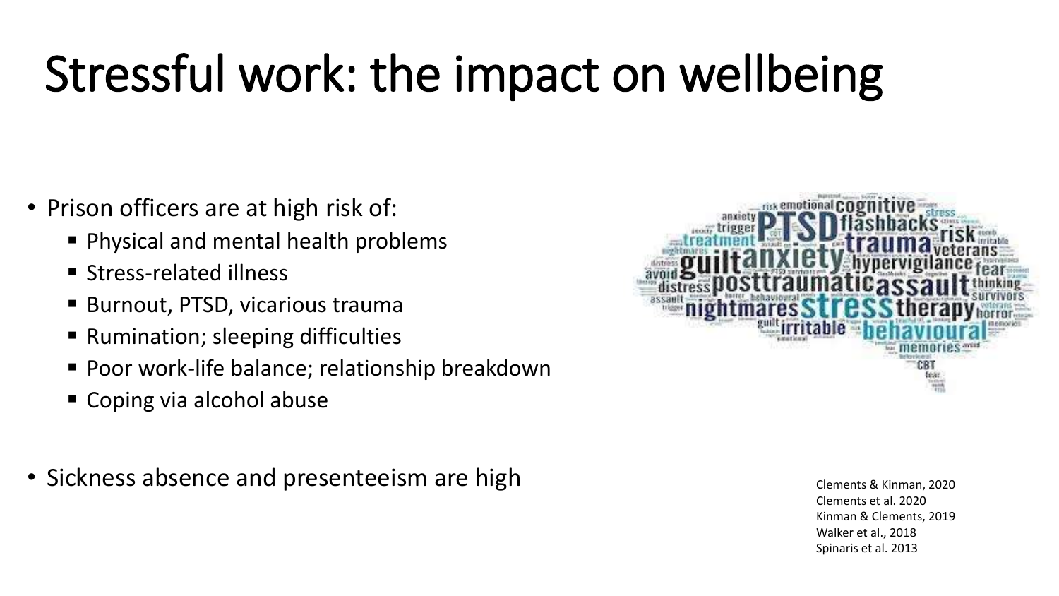# Stressful work: the impact on wellbeing

- Prison officers are at high risk of:
  - Physical and mental health problems
  - Stress-related illness
  - Burnout, PTSD, vicarious trauma
  - Rumination; sleeping difficulties
  - Poor work-life balance; relationship breakdown
  - Coping via alcohol abuse

- Sickness absence and presenteeism are high

Clements & Kinman, 2020
Clements et al. 2020
Kinman & Clements, 2019
Walker et al., 2018
Spinaris et al. 2013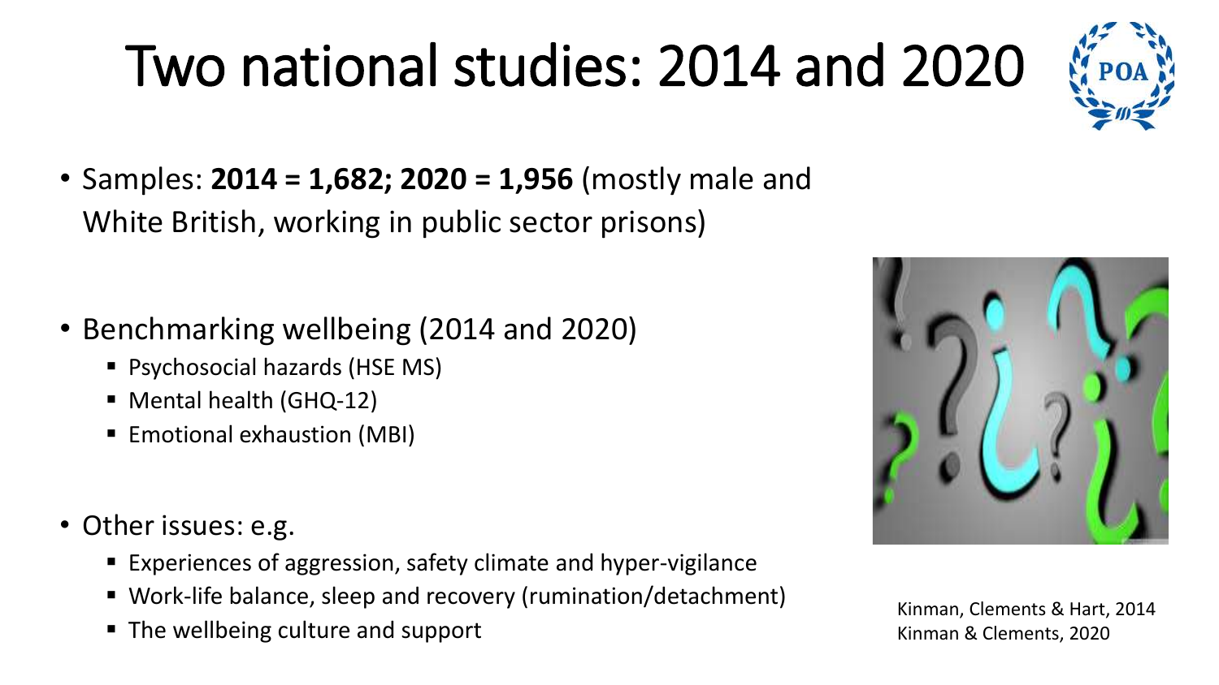# Two national studies: 2014 and 2020

- Samples: **2014 = 1,682; 2020 = 1,956** (mostly male and White British, working in public sector prisons)

- Benchmarking wellbeing (2014 and 2020)
  - Psychosocial hazards (HSE MS)
  - Mental health (GHQ-12)
  - Emotional exhaustion (MBI)

- Other issues: e.g.
  - Experiences of aggression, safety climate and hyper-vigilance
  - Work-life balance, sleep and recovery (rumination/detachment)
  - The wellbeing culture and support

Kinman, Clements & Hart, 2014
Kinman & Clements, 2020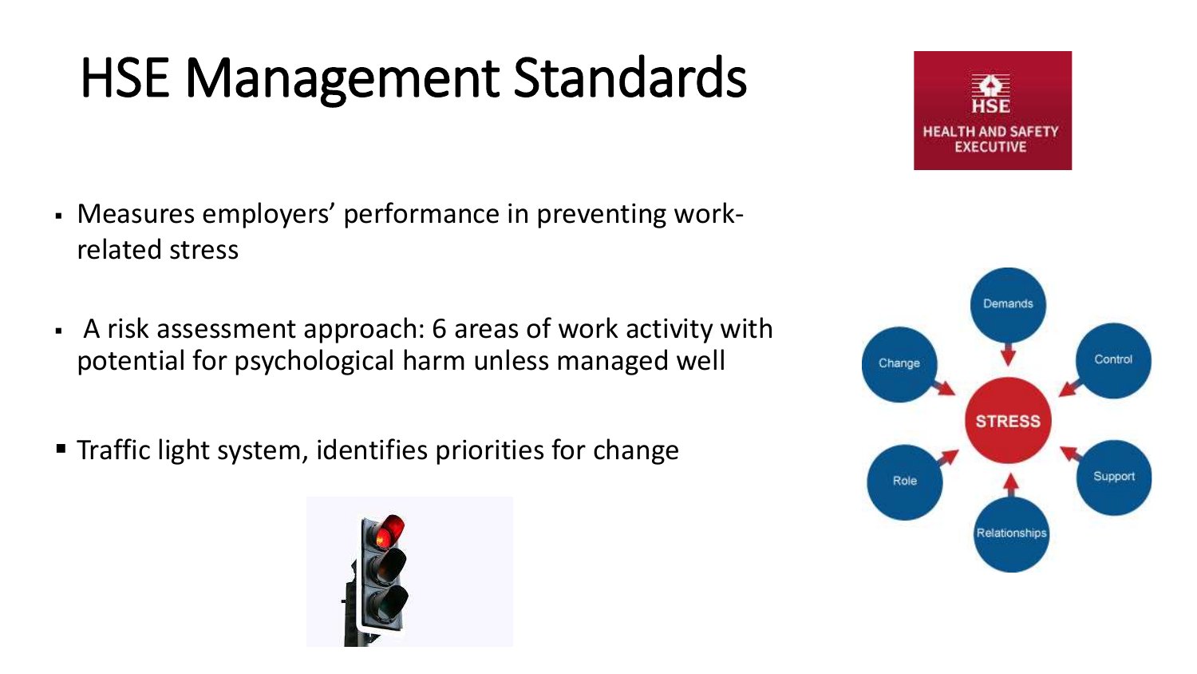# HSE Management Standards

- Measures employers' performance in preventing work-related stress
- A risk assessment approach: 6 areas of work activity with potential for psychological harm unless managed well
- Traffic light system, identifies priorities for change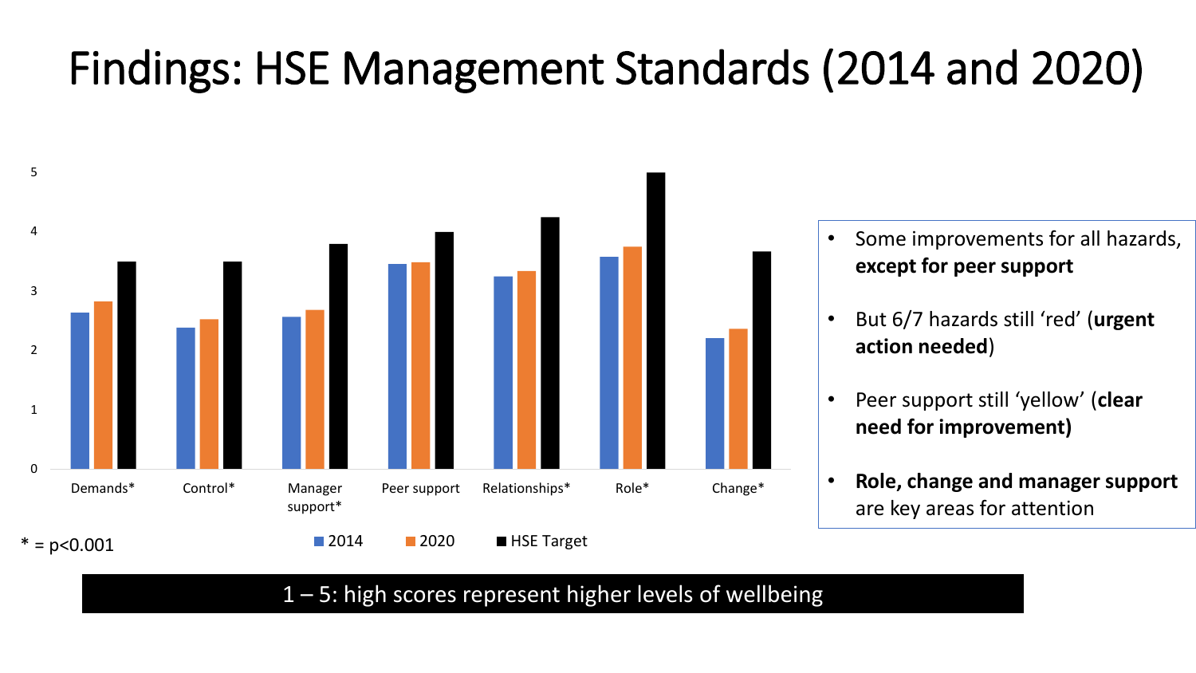# Findings: HSE Management Standards (2014 and 2020)

5
4
3
2
1
0

Demands* | Control* | Manager support* | Peer support | Relationships* | Role* | Change*

■ 2014 ■ 2020 ■ HSE Target

* = $p<0.001$

- Some improvements for all hazards, **except for peer support**
- But 6/7 hazards still 'red' (**urgent action needed**)
- Peer support still 'yellow' (**clear need for improvement)**
- **Role, change and manager support** are key areas for attention

1 – 5: high scores represent higher levels of wellbeing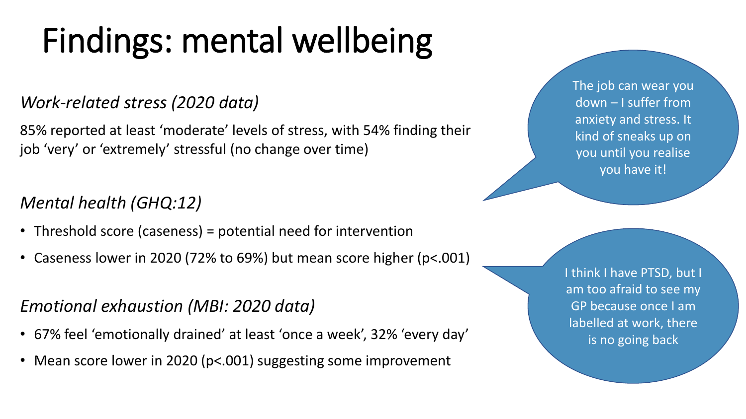# Findings: mental wellbeing

*Work-related stress (2020 data)*

85% reported at least 'moderate' levels of stress, with 54% finding their job 'very' or 'extremely' stressful (no change over time)

*Mental health (GHQ:12)*

- Threshold score (caseness) = potential need for intervention
- Caseness lower in 2020 (72% to 69%) but mean score higher ($p<.001$)

*Emotional exhaustion (MBI: 2020 data)*

- 67% feel 'emotionally drained' at least 'once a week', 32% 'every day'
- Mean score lower in 2020 ($p<.001$) suggesting some improvement

> The job can wear you down – I suffer from anxiety and stress. It kind of sneaks up on you until you realise you have it!

> I think I have PTSD, but I am too afraid to see my GP because once I am labelled at work, there is no going back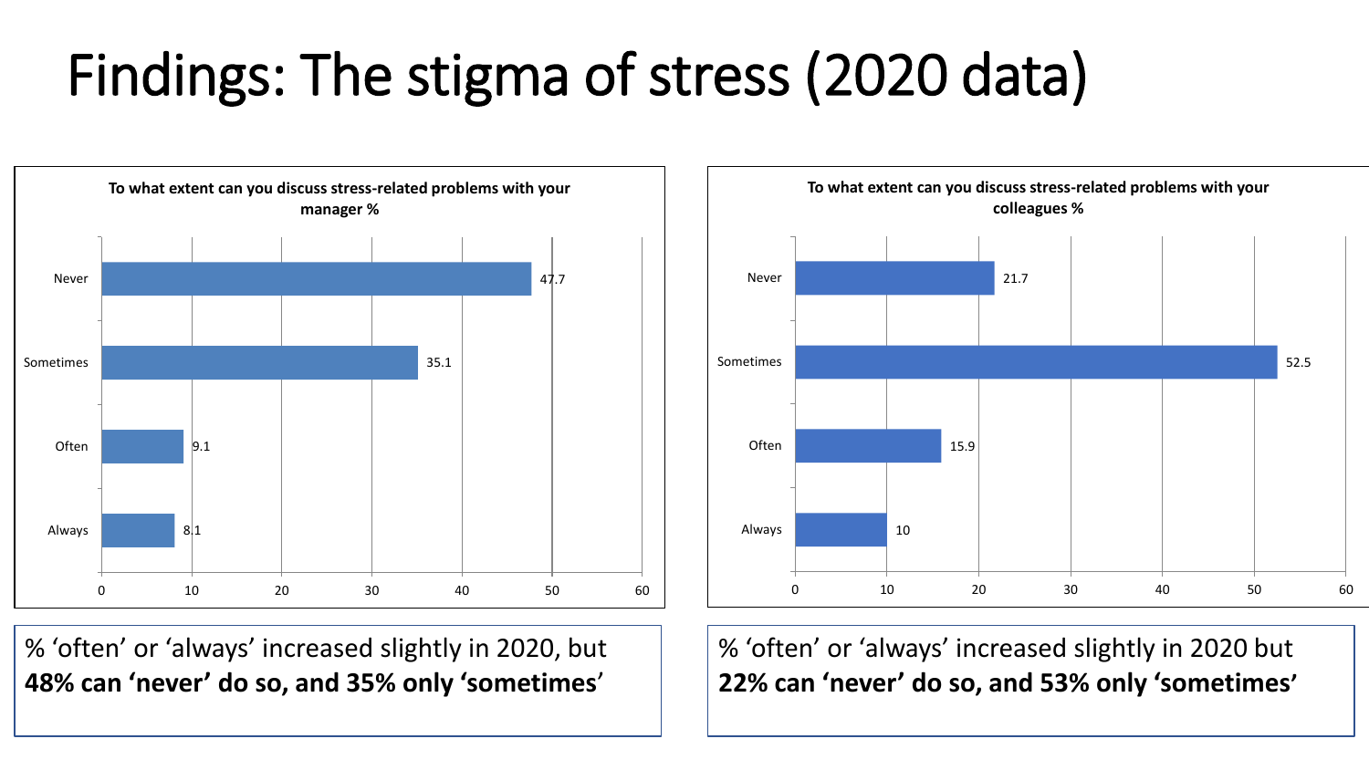# Findings: The stigma of stress (2020 data)

**To what extent can you discuss stress-related problems with your manager %**

| Response | % |
|---|---|
| Never | 47.7 |
| Sometimes | 35.1 |
| Often | 9.1 |
| Always | 8.1 |

**To what extent can you discuss stress-related problems with your colleagues %**

| Response | % |
|---|---|
| Never | 21.7 |
| Sometimes | 52.5 |
| Often | 15.9 |
| Always | 10 |

% 'often' or 'always' increased slightly in 2020, but **48% can 'never' do so, and 35% only 'sometimes'**

% 'often' or 'always' increased slightly in 2020 but **22% can 'never' do so, and 53% only 'sometimes'**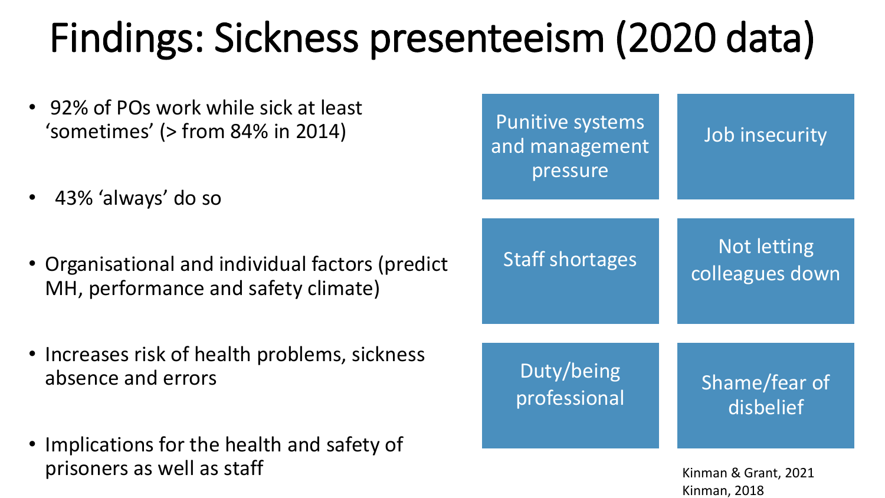# Findings: Sickness presenteeism (2020 data)

- 92% of POs work while sick at least 'sometimes' (> from 84% in 2014)
- 43% 'always' do so
- Organisational and individual factors (predict MH, performance and safety climate)
- Increases risk of health problems, sickness absence and errors
- Implications for the health and safety of prisoners as well as staff

| | |
|---|---|
| Punitive systems and management pressure | Job insecurity |
| Staff shortages | Not letting colleagues down |
| Duty/being professional | Shame/fear of disbelief |

Kinman & Grant, 2021
Kinman, 2018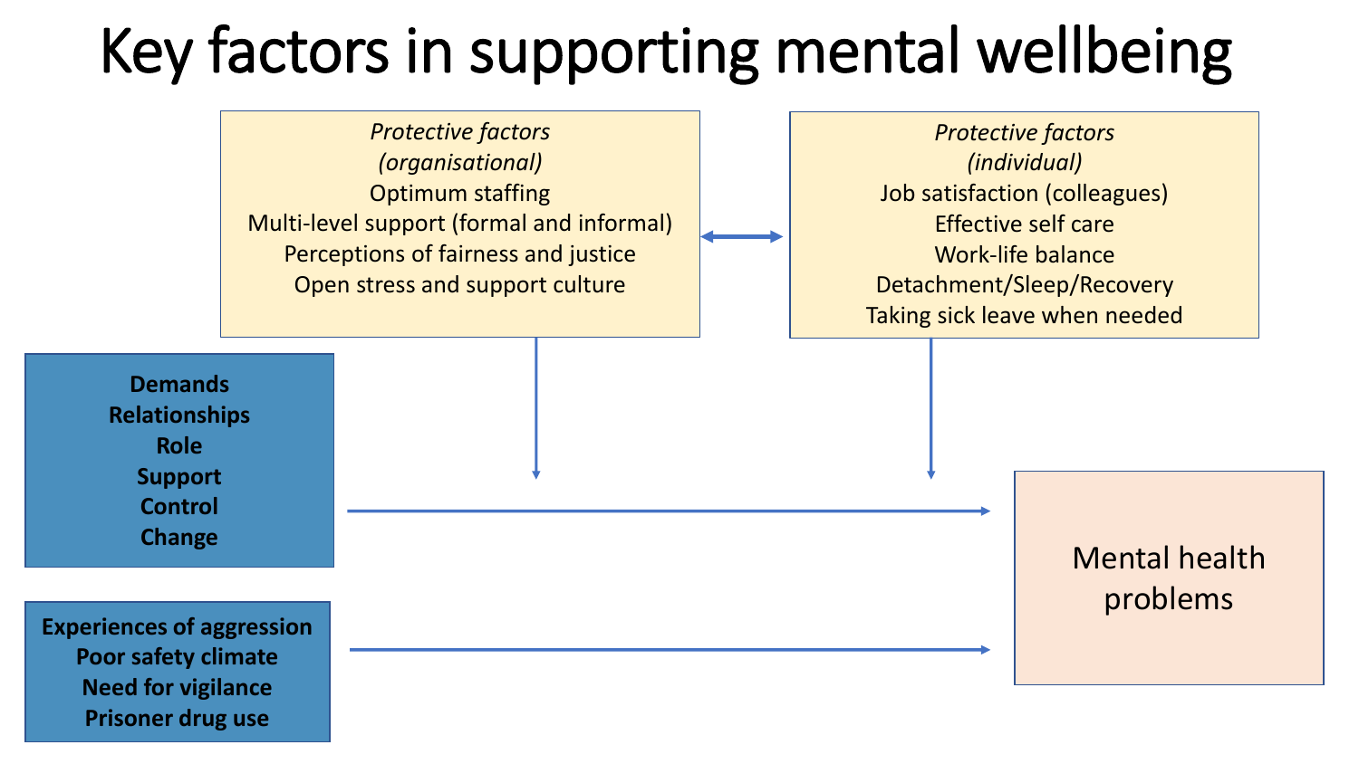# Key factors in supporting mental wellbeing

*Protective factors*
*(organisational)*
Optimum staffing
Multi-level support (formal and informal)
Perceptions of fairness and justice
Open stress and support culture

*Protective factors*
*(individual)*
Job satisfaction (colleagues)
Effective self care
Work-life balance
Detachment/Sleep/Recovery
Taking sick leave when needed

**Demands**
**Relationships**
**Role**
**Support**
**Control**
**Change**

**Experiences of aggression**
**Poor safety climate**
**Need for vigilance**
**Prisoner drug use**

Mental health problems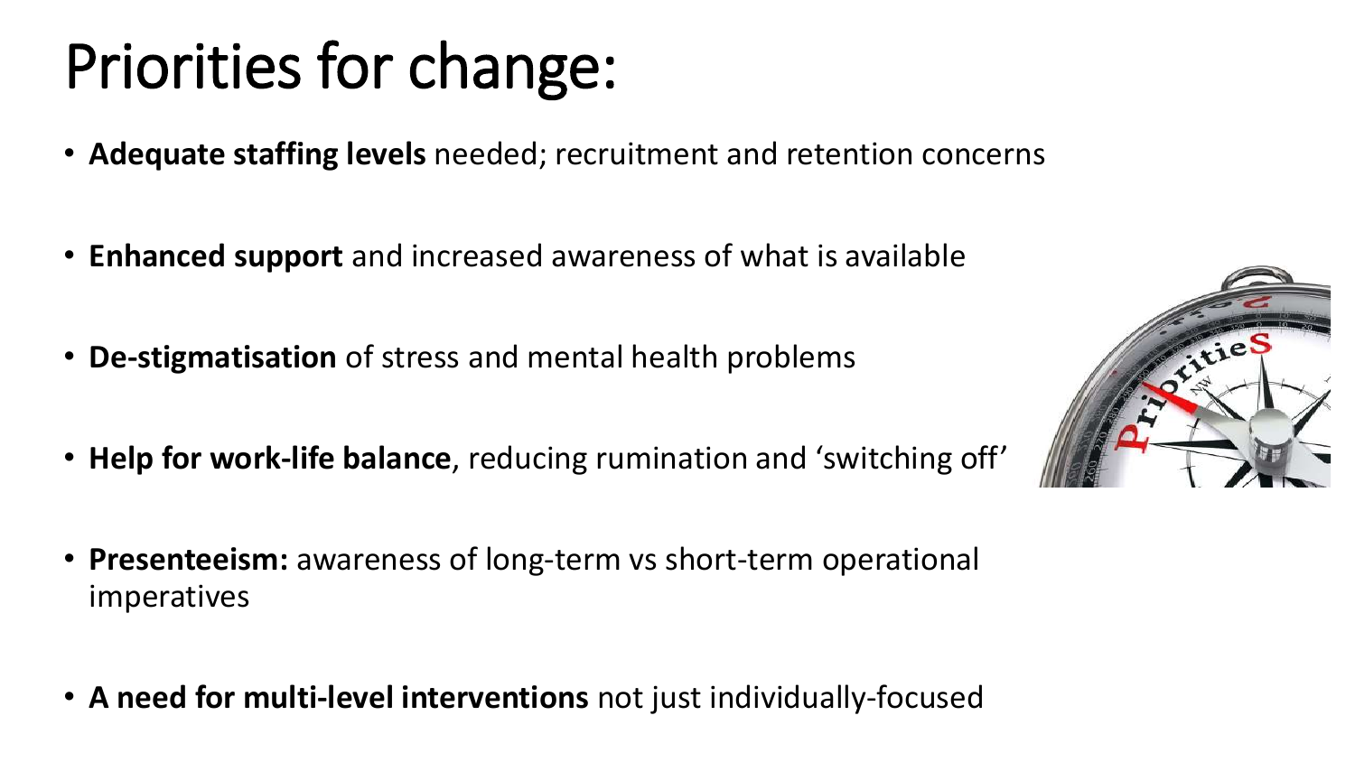# Priorities for change:

- **Adequate staffing levels** needed; recruitment and retention concerns
- **Enhanced support** and increased awareness of what is available
- **De-stigmatisation** of stress and mental health problems
- **Help for work-life balance**, reducing rumination and 'switching off'
- **Presenteeism:** awareness of long-term vs short-term operational imperatives
- **A need for multi-level interventions** not just individually-focused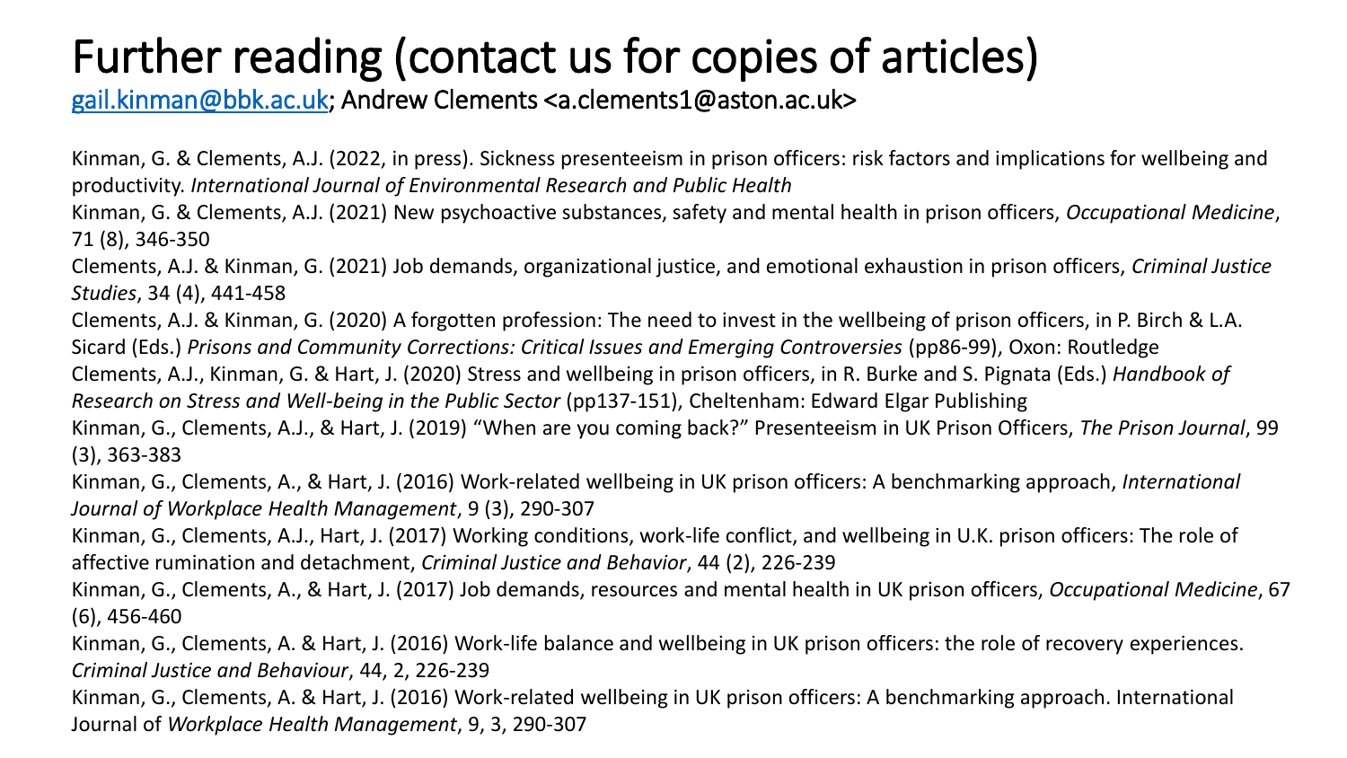# Further reading (contact us for copies of articles)

[gail.kinman@bbk.ac.uk](mailto:gail.kinman@bbk.ac.uk); Andrew Clements <a.clements1@aston.ac.uk>

Kinman, G. & Clements, A.J. (2022, in press). Sickness presenteeism in prison officers: risk factors and implications for wellbeing and productivity. *International Journal of Environmental Research and Public Health*

Kinman, G. & Clements, A.J. (2021) New psychoactive substances, safety and mental health in prison officers, *Occupational Medicine*, 71 (8), 346-350

Clements, A.J. & Kinman, G. (2021) Job demands, organizational justice, and emotional exhaustion in prison officers, *Criminal Justice Studies*, 34 (4), 441-458

Clements, A.J. & Kinman, G. (2020) A forgotten profession: The need to invest in the wellbeing of prison officers, in P. Birch & L.A. Sicard (Eds.) *Prisons and Community Corrections: Critical Issues and Emerging Controversies* (pp86-99), Oxon: Routledge

Clements, A.J., Kinman, G. & Hart, J. (2020) Stress and wellbeing in prison officers, in R. Burke and S. Pignata (Eds.) *Handbook of Research on Stress and Well-being in the Public Sector* (pp137-151), Cheltenham: Edward Elgar Publishing

Kinman, G., Clements, A.J., & Hart, J. (2019) "When are you coming back?" Presenteeism in UK Prison Officers, *The Prison Journal*, 99 (3), 363-383

Kinman, G., Clements, A., & Hart, J. (2016) Work-related wellbeing in UK prison officers: A benchmarking approach, *International Journal of Workplace Health Management*, 9 (3), 290-307

Kinman, G., Clements, A.J., Hart, J. (2017) Working conditions, work-life conflict, and wellbeing in U.K. prison officers: The role of affective rumination and detachment, *Criminal Justice and Behavior*, 44 (2), 226-239

Kinman, G., Clements, A., & Hart, J. (2017) Job demands, resources and mental health in UK prison officers, *Occupational Medicine*, 67 (6), 456-460

Kinman, G., Clements, A. & Hart, J. (2016) Work-life balance and wellbeing in UK prison officers: the role of recovery experiences. *Criminal Justice and Behaviour*, 44, 2, 226-239

Kinman, G., Clements, A. & Hart, J. (2016) Work-related wellbeing in UK prison officers: A benchmarking approach. International Journal of *Workplace Health Management*, 9, 3, 290-307